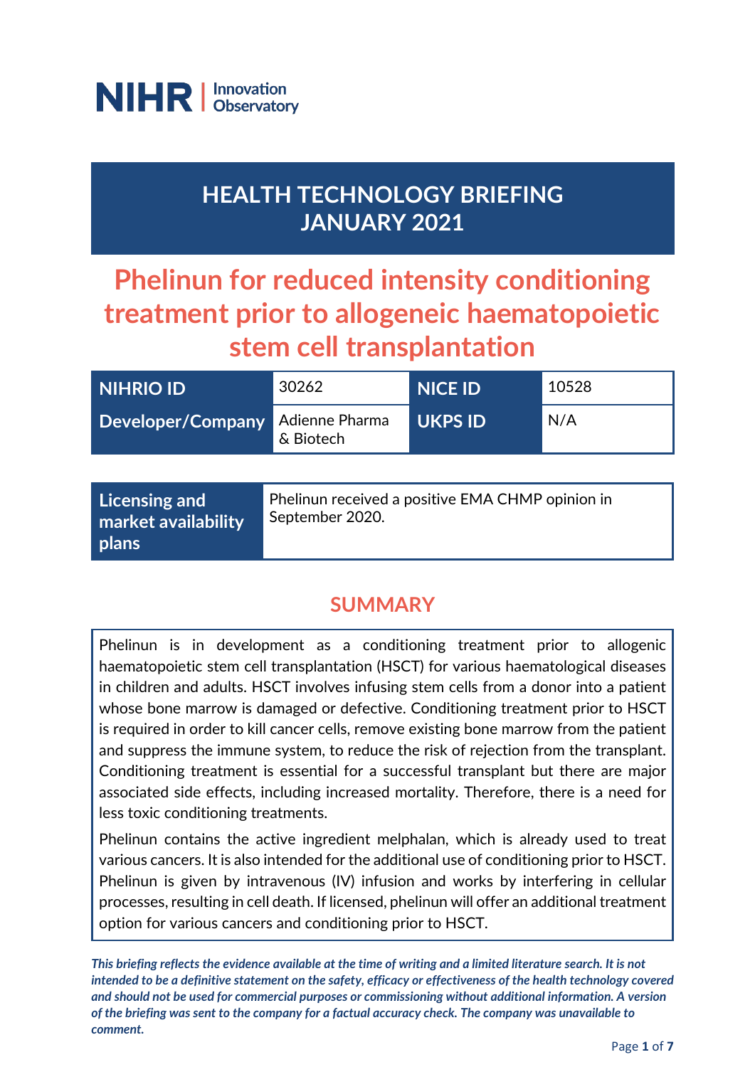NIHR | Innovation Observatory

# HEALTH TECHNOLOGY BRIEFING JANUARY 2021

# Phelinun for reduced intensity conditioning treatment prior to allogeneic haematopoietic stem cell transplantation

| NIHRIO ID | 30262 | NICE ID | 10528 |
|---|---|---|---|
| Developer/Company | Adienne Pharma & Biotech | UKPS ID | N/A |

| Licensing and market availability plans | Phelinun received a positive EMA CHMP opinion in September 2020. |
|---|---|

## SUMMARY

Phelinun is in development as a conditioning treatment prior to allogenic haematopoietic stem cell transplantation (HSCT) for various haematological diseases in children and adults. HSCT involves infusing stem cells from a donor into a patient whose bone marrow is damaged or defective. Conditioning treatment prior to HSCT is required in order to kill cancer cells, remove existing bone marrow from the patient and suppress the immune system, to reduce the risk of rejection from the transplant. Conditioning treatment is essential for a successful transplant but there are major associated side effects, including increased mortality. Therefore, there is a need for less toxic conditioning treatments.

Phelinun contains the active ingredient melphalan, which is already used to treat various cancers. It is also intended for the additional use of conditioning prior to HSCT. Phelinun is given by intravenous (IV) infusion and works by interfering in cellular processes, resulting in cell death. If licensed, phelinun will offer an additional treatment option for various cancers and conditioning prior to HSCT.

***This briefing reflects the evidence available at the time of writing and a limited literature search. It is not intended to be a definitive statement on the safety, efficacy or effectiveness of the health technology covered and should not be used for commercial purposes or commissioning without additional information. A version of the briefing was sent to the company for a factual accuracy check. The company was unavailable to comment.***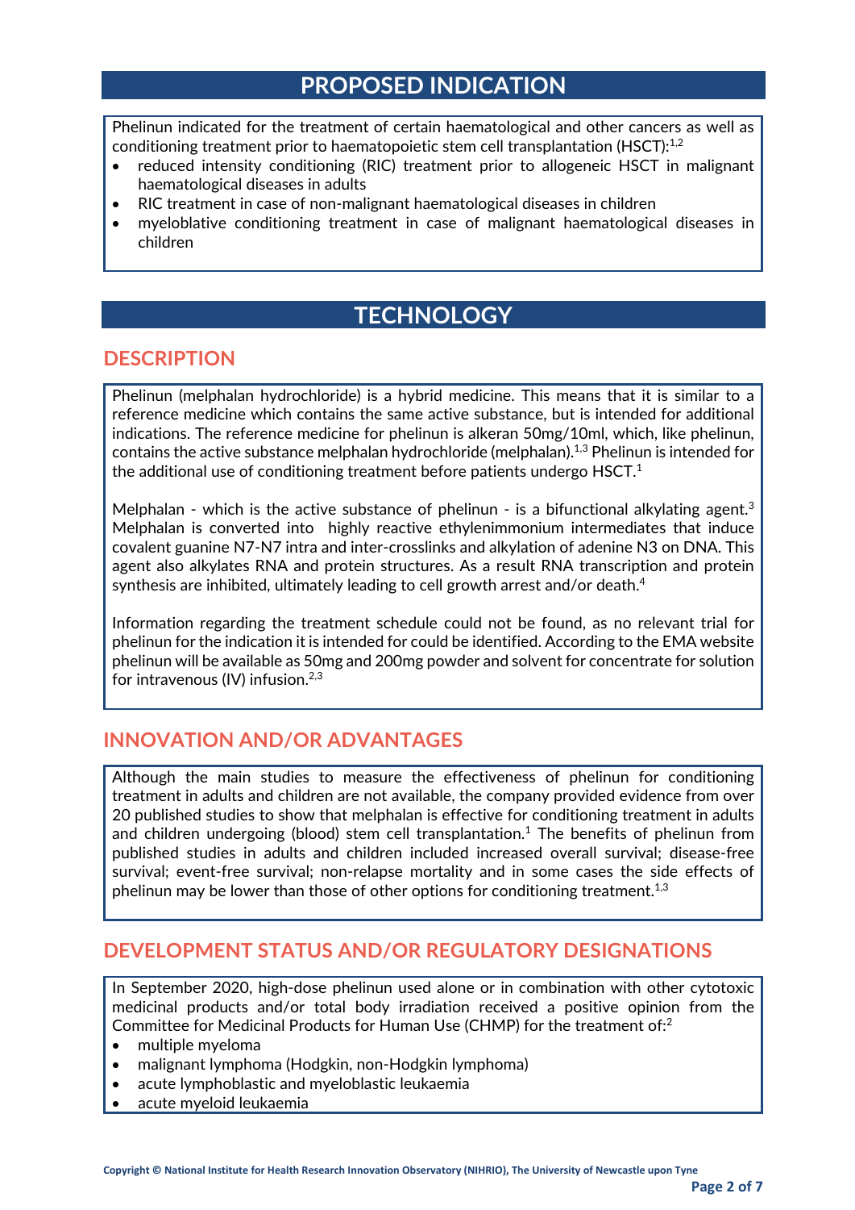## PROPOSED INDICATION

Phelinun indicated for the treatment of certain haematological and other cancers as well as conditioning treatment prior to haematopoietic stem cell transplantation (HSCT):[1,2]

- reduced intensity conditioning (RIC) treatment prior to allogeneic HSCT in malignant haematological diseases in adults
- RIC treatment in case of non-malignant haematological diseases in children
- myeloblative conditioning treatment in case of malignant haematological diseases in children

## TECHNOLOGY

### DESCRIPTION

Phelinun (melphalan hydrochloride) is a hybrid medicine. This means that it is similar to a reference medicine which contains the same active substance, but is intended for additional indications. The reference medicine for phelinun is alkeran 50mg/10ml, which, like phelinun, contains the active substance melphalan hydrochloride (melphalan).[1,3] Phelinun is intended for the additional use of conditioning treatment before patients undergo HSCT.[1]

Melphalan - which is the active substance of phelinun - is a bifunctional alkylating agent.[3] Melphalan is converted into highly reactive ethylenimmonium intermediates that induce covalent guanine N7-N7 intra and inter-crosslinks and alkylation of adenine N3 on DNA. This agent also alkylates RNA and protein structures. As a result RNA transcription and protein synthesis are inhibited, ultimately leading to cell growth arrest and/or death.[4]

Information regarding the treatment schedule could not be found, as no relevant trial for phelinun for the indication it is intended for could be identified. According to the EMA website phelinun will be available as 50mg and 200mg powder and solvent for concentrate for solution for intravenous (IV) infusion.[2,3]

### INNOVATION AND/OR ADVANTAGES

Although the main studies to measure the effectiveness of phelinun for conditioning treatment in adults and children are not available, the company provided evidence from over 20 published studies to show that melphalan is effective for conditioning treatment in adults and children undergoing (blood) stem cell transplantation.[1] The benefits of phelinun from published studies in adults and children included increased overall survival; disease-free survival; event-free survival; non-relapse mortality and in some cases the side effects of phelinun may be lower than those of other options for conditioning treatment.[1,3]

### DEVELOPMENT STATUS AND/OR REGULATORY DESIGNATIONS

In September 2020, high-dose phelinun used alone or in combination with other cytotoxic medicinal products and/or total body irradiation received a positive opinion from the Committee for Medicinal Products for Human Use (CHMP) for the treatment of:[2]

- multiple myeloma
- malignant lymphoma (Hodgkin, non-Hodgkin lymphoma)
- acute lymphoblastic and myeloblastic leukaemia
- acute myeloid leukaemia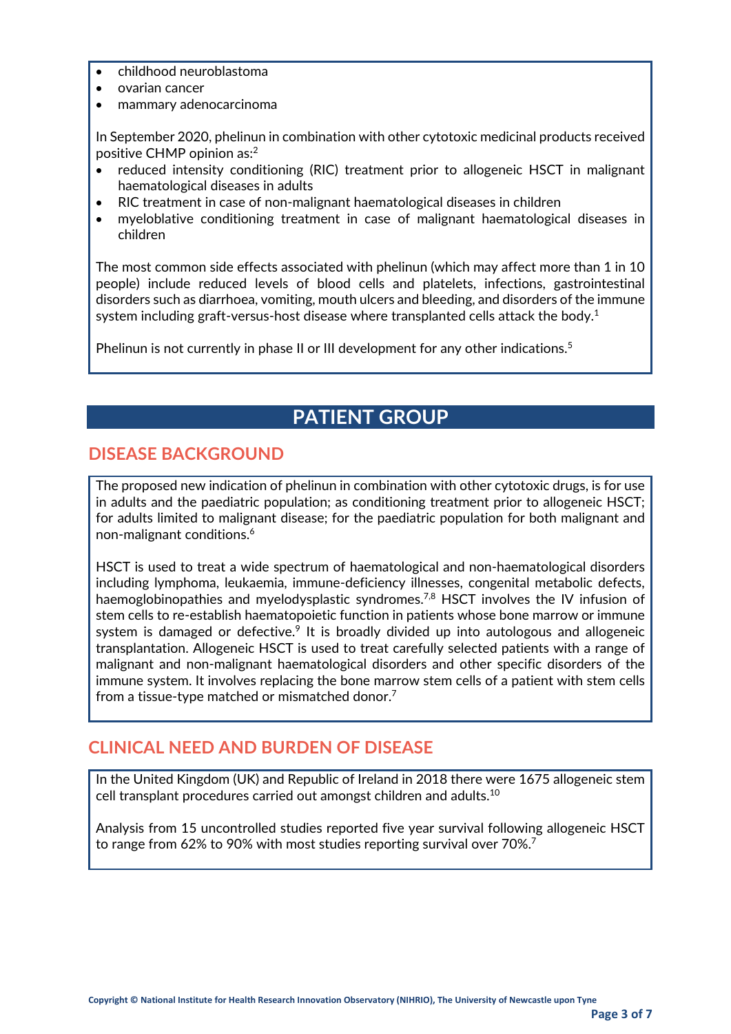- childhood neuroblastoma
- ovarian cancer
- mammary adenocarcinoma

In September 2020, phelinun in combination with other cytotoxic medicinal products received positive CHMP opinion as:[2]

- reduced intensity conditioning (RIC) treatment prior to allogeneic HSCT in malignant haematological diseases in adults
- RIC treatment in case of non-malignant haematological diseases in children
- myeloblative conditioning treatment in case of malignant haematological diseases in children

The most common side effects associated with phelinun (which may affect more than 1 in 10 people) include reduced levels of blood cells and platelets, infections, gastrointestinal disorders such as diarrhoea, vomiting, mouth ulcers and bleeding, and disorders of the immune system including graft-versus-host disease where transplanted cells attack the body.[1]

Phelinun is not currently in phase II or III development for any other indications.[5]

# PATIENT GROUP

## DISEASE BACKGROUND

The proposed new indication of phelinun in combination with other cytotoxic drugs, is for use in adults and the paediatric population; as conditioning treatment prior to allogeneic HSCT; for adults limited to malignant disease; for the paediatric population for both malignant and non-malignant conditions.[6]

HSCT is used to treat a wide spectrum of haematological and non-haematological disorders including lymphoma, leukaemia, immune-deficiency illnesses, congenital metabolic defects, haemoglobinopathies and myelodysplastic syndromes.[7,8] HSCT involves the IV infusion of stem cells to re-establish haematopoietic function in patients whose bone marrow or immune system is damaged or defective.[9] It is broadly divided up into autologous and allogeneic transplantation. Allogeneic HSCT is used to treat carefully selected patients with a range of malignant and non-malignant haematological disorders and other specific disorders of the immune system. It involves replacing the bone marrow stem cells of a patient with stem cells from a tissue-type matched or mismatched donor.[7]

## CLINICAL NEED AND BURDEN OF DISEASE

In the United Kingdom (UK) and Republic of Ireland in 2018 there were 1675 allogeneic stem cell transplant procedures carried out amongst children and adults.[10]

Analysis from 15 uncontrolled studies reported five year survival following allogeneic HSCT to range from 62% to 90% with most studies reporting survival over 70%.[7]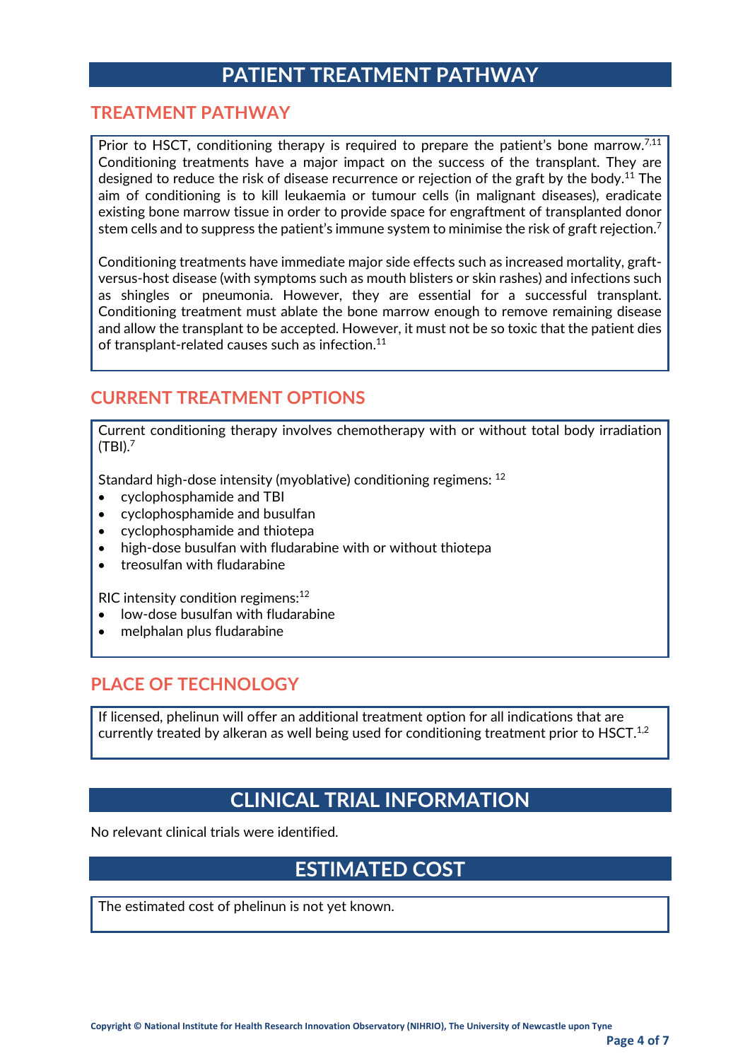# PATIENT TREATMENT PATHWAY

## TREATMENT PATHWAY

Prior to HSCT, conditioning therapy is required to prepare the patient's bone marrow.[7,11] Conditioning treatments have a major impact on the success of the transplant. They are designed to reduce the risk of disease recurrence or rejection of the graft by the body.[11] The aim of conditioning is to kill leukaemia or tumour cells (in malignant diseases), eradicate existing bone marrow tissue in order to provide space for engraftment of transplanted donor stem cells and to suppress the patient's immune system to minimise the risk of graft rejection.[7]

Conditioning treatments have immediate major side effects such as increased mortality, graft-versus-host disease (with symptoms such as mouth blisters or skin rashes) and infections such as shingles or pneumonia. However, they are essential for a successful transplant. Conditioning treatment must ablate the bone marrow enough to remove remaining disease and allow the transplant to be accepted. However, it must not be so toxic that the patient dies of transplant-related causes such as infection.[11]

## CURRENT TREATMENT OPTIONS

Current conditioning therapy involves chemotherapy with or without total body irradiation (TBI).[7]

Standard high-dose intensity (myoblative) conditioning regimens: [12]

- cyclophosphamide and TBI
- cyclophosphamide and busulfan
- cyclophosphamide and thiotepa
- high-dose busulfan with fludarabine with or without thiotepa
- treosulfan with fludarabine

RIC intensity condition regimens:[12]

- low-dose busulfan with fludarabine
- melphalan plus fludarabine

## PLACE OF TECHNOLOGY

If licensed, phelinun will offer an additional treatment option for all indications that are currently treated by alkeran as well being used for conditioning treatment prior to HSCT.[1,2]

# CLINICAL TRIAL INFORMATION

No relevant clinical trials were identified.

# ESTIMATED COST

The estimated cost of phelinun is not yet known.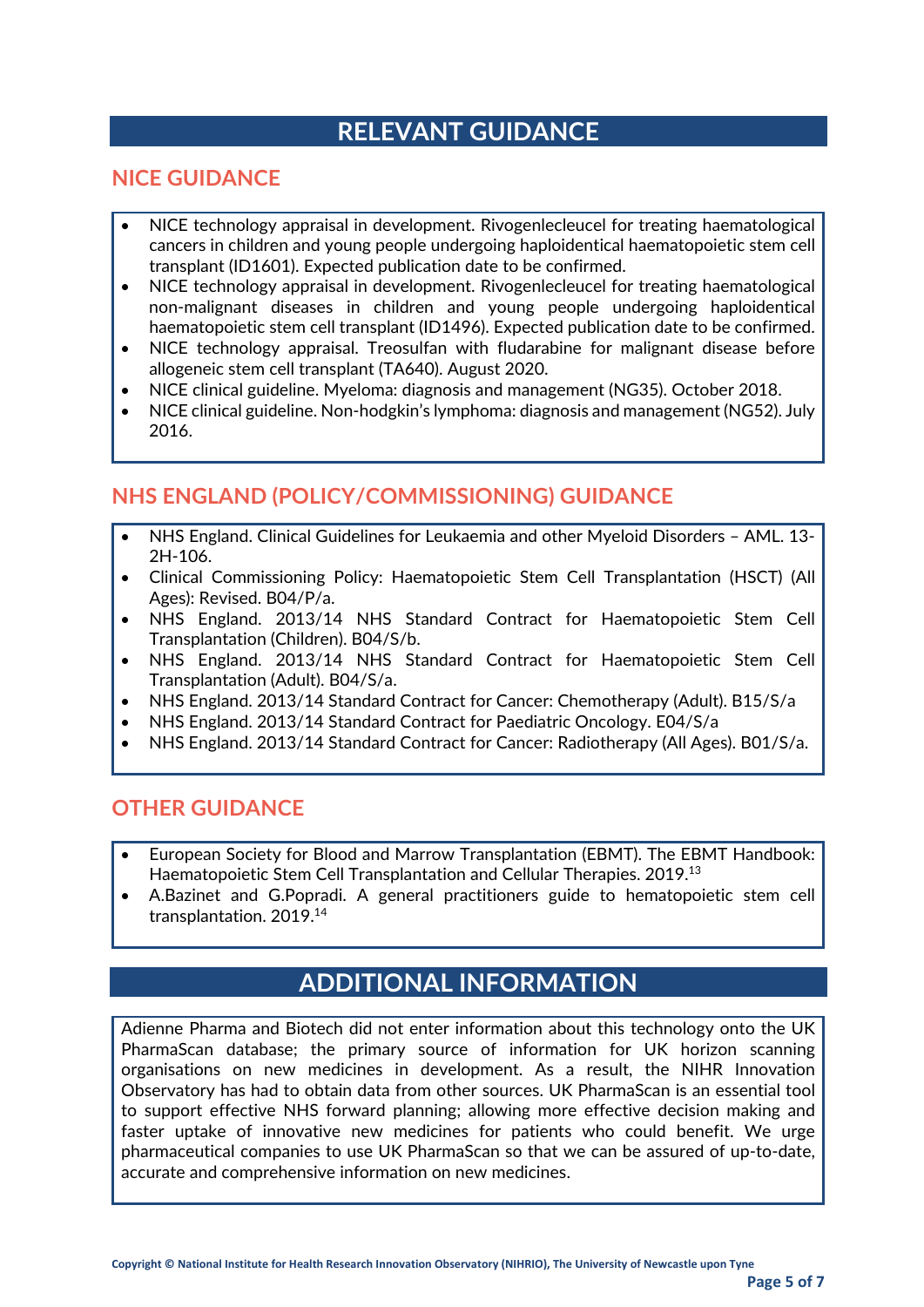# RELEVANT GUIDANCE

## NICE GUIDANCE

- NICE technology appraisal in development. Rivogenlecleucel for treating haematological cancers in children and young people undergoing haploidentical haematopoietic stem cell transplant (ID1601). Expected publication date to be confirmed.
- NICE technology appraisal in development. Rivogenlecleucel for treating haematological non-malignant diseases in children and young people undergoing haploidentical haematopoietic stem cell transplant (ID1496). Expected publication date to be confirmed.
- NICE technology appraisal. Treosulfan with fludarabine for malignant disease before allogeneic stem cell transplant (TA640). August 2020.
- NICE clinical guideline. Myeloma: diagnosis and management (NG35). October 2018.
- NICE clinical guideline. Non-hodgkin's lymphoma: diagnosis and management (NG52). July 2016.

## NHS ENGLAND (POLICY/COMMISSIONING) GUIDANCE

- NHS England. Clinical Guidelines for Leukaemia and other Myeloid Disorders – AML. 13-2H-106.
- Clinical Commissioning Policy: Haematopoietic Stem Cell Transplantation (HSCT) (All Ages): Revised. B04/P/a.
- NHS England. 2013/14 NHS Standard Contract for Haematopoietic Stem Cell Transplantation (Children). B04/S/b.
- NHS England. 2013/14 NHS Standard Contract for Haematopoietic Stem Cell Transplantation (Adult). B04/S/a.
- NHS England. 2013/14 Standard Contract for Cancer: Chemotherapy (Adult). B15/S/a
- NHS England. 2013/14 Standard Contract for Paediatric Oncology. E04/S/a
- NHS England. 2013/14 Standard Contract for Cancer: Radiotherapy (All Ages). B01/S/a.

## OTHER GUIDANCE

- European Society for Blood and Marrow Transplantation (EBMT). The EBMT Handbook: Haematopoietic Stem Cell Transplantation and Cellular Therapies. 2019.[13]
- A.Bazinet and G.Popradi. A general practitioners guide to hematopoietic stem cell transplantation. 2019.[14]

# ADDITIONAL INFORMATION

Adienne Pharma and Biotech did not enter information about this technology onto the UK PharmaScan database; the primary source of information for UK horizon scanning organisations on new medicines in development. As a result, the NIHR Innovation Observatory has had to obtain data from other sources. UK PharmaScan is an essential tool to support effective NHS forward planning; allowing more effective decision making and faster uptake of innovative new medicines for patients who could benefit. We urge pharmaceutical companies to use UK PharmaScan so that we can be assured of up-to-date, accurate and comprehensive information on new medicines.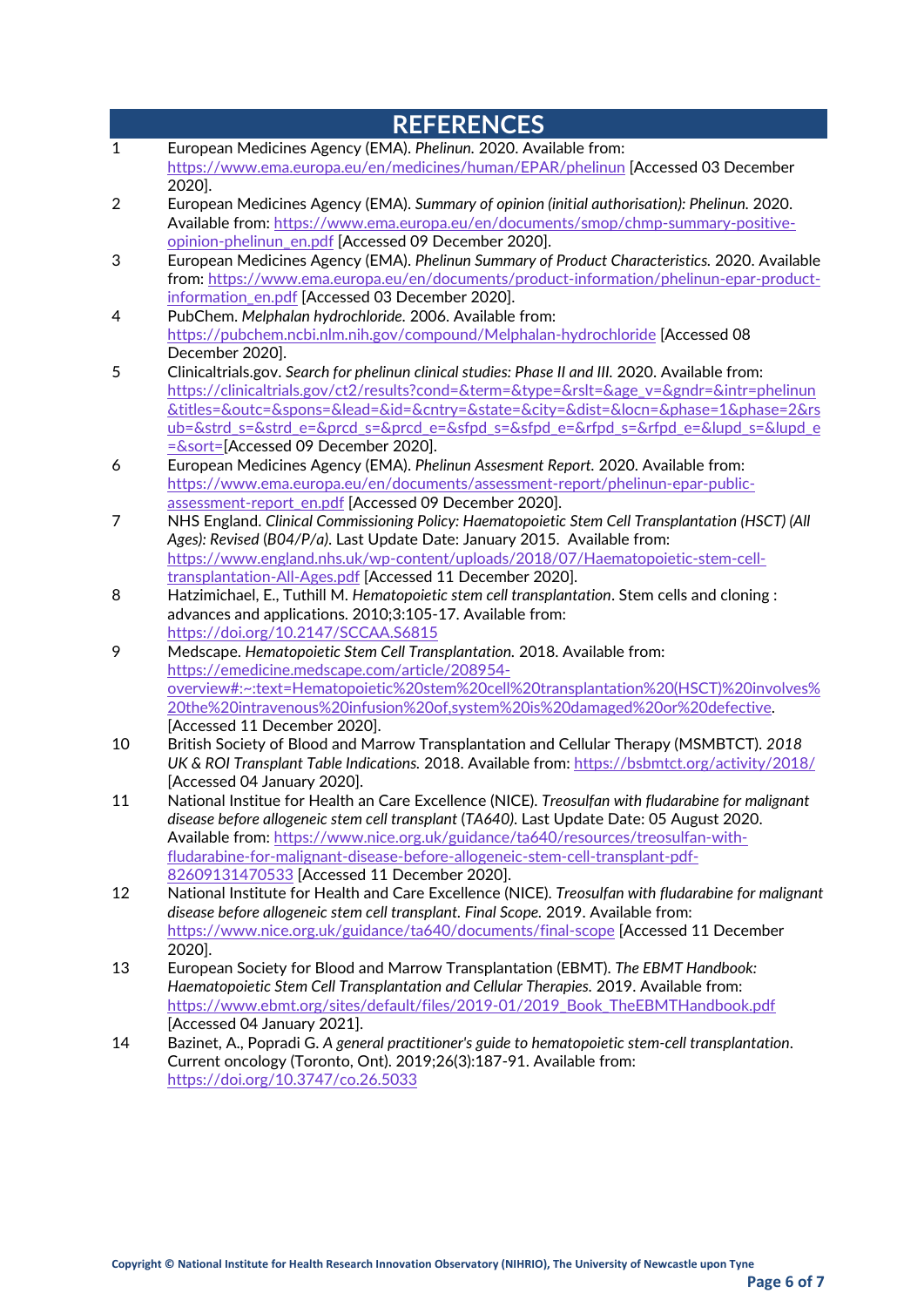# REFERENCES

1. European Medicines Agency (EMA). *Phelinun.* 2020. Available from: https://www.ema.europa.eu/en/medicines/human/EPAR/phelinun [Accessed 03 December 2020].
2. European Medicines Agency (EMA). *Summary of opinion (initial authorisation): Phelinun.* 2020. Available from: https://www.ema.europa.eu/en/documents/smop/chmp-summary-positive-opinion-phelinun_en.pdf [Accessed 09 December 2020].
3. European Medicines Agency (EMA). *Phelinun Summary of Product Characteristics.* 2020. Available from: https://www.ema.europa.eu/en/documents/product-information/phelinun-epar-product-information_en.pdf [Accessed 03 December 2020].
4. PubChem. *Melphalan hydrochloride.* 2006. Available from: https://pubchem.ncbi.nlm.nih.gov/compound/Melphalan-hydrochloride [Accessed 08 December 2020].
5. Clinicaltrials.gov. *Search for phelinun clinical studies: Phase II and III.* 2020. Available from: https://clinicaltrials.gov/ct2/results?cond=&term=&type=&rslt=&age_v=&gndr=&intr=phelinun&titles=&outc=&spons=&lead=&id=&cntry=&state=&city=&dist=&locn=&phase=1&phase=2&rsub=&strd_s=&strd_e=&prcd_s=&prcd_e=&sfpd_s=&sfpd_e=&rfpd_s=&rfpd_e=&lupd_s=&lupd_e=&sort=[Accessed 09 December 2020].
6. European Medicines Agency (EMA). *Phelinun Assesment Report.* 2020. Available from: https://www.ema.europa.eu/en/documents/assessment-report/phelinun-epar-public-assessment-report_en.pdf [Accessed 09 December 2020].
7. NHS England. *Clinical Commissioning Policy: Haematopoietic Stem Cell Transplantation (HSCT) (All Ages): Revised (B04/P/a).* Last Update Date: January 2015. Available from: https://www.england.nhs.uk/wp-content/uploads/2018/07/Haematopoietic-stem-cell-transplantation-All-Ages.pdf [Accessed 11 December 2020].
8. Hatzimichael, E., Tuthill M. *Hematopoietic stem cell transplantation*. Stem cells and cloning : advances and applications. 2010;3:105-17. Available from: https://doi.org/10.2147/SCCAA.S6815
9. Medscape. *Hematopoietic Stem Cell Transplantation.* 2018. Available from: https://emedicine.medscape.com/article/208954-overview#:~:text=Hematopoietic%20stem%20cell%20transplantation%20(HSCT)%20involves%20the%20intravenous%20infusion%20of,system%20is%20damaged%20or%20defective. [Accessed 11 December 2020].
10. British Society of Blood and Marrow Transplantation and Cellular Therapy (MSMBTCT). *2018 UK & ROI Transplant Table Indications.* 2018. Available from: https://bsbmtct.org/activity/2018/ [Accessed 04 January 2020].
11. National Institue for Health an Care Excellence (NICE). *Treosulfan with fludarabine for malignant disease before allogeneic stem cell transplant (TA640).* Last Update Date: 05 August 2020. Available from: https://www.nice.org.uk/guidance/ta640/resources/treosulfan-with-fludarabine-for-malignant-disease-before-allogeneic-stem-cell-transplant-pdf-82609131470533 [Accessed 11 December 2020].
12. National Institute for Health and Care Excellence (NICE). *Treosulfan with fludarabine for malignant disease before allogeneic stem cell transplant. Final Scope.* 2019. Available from: https://www.nice.org.uk/guidance/ta640/documents/final-scope [Accessed 11 December 2020].
13. European Society for Blood and Marrow Transplantation (EBMT). *The EBMT Handbook: Haematopoietic Stem Cell Transplantation and Cellular Therapies.* 2019. Available from: https://www.ebmt.org/sites/default/files/2019-01/2019_Book_TheEBMTHandbook.pdf [Accessed 04 January 2021].
14. Bazinet, A., Popradi G. *A general practitioner's guide to hematopoietic stem-cell transplantation*. Current oncology (Toronto, Ont). 2019;26(3):187-91. Available from: https://doi.org/10.3747/co.26.5033

Copyright © National Institute for Health Research Innovation Observatory (NIHRIO), The University of Newcastle upon Tyne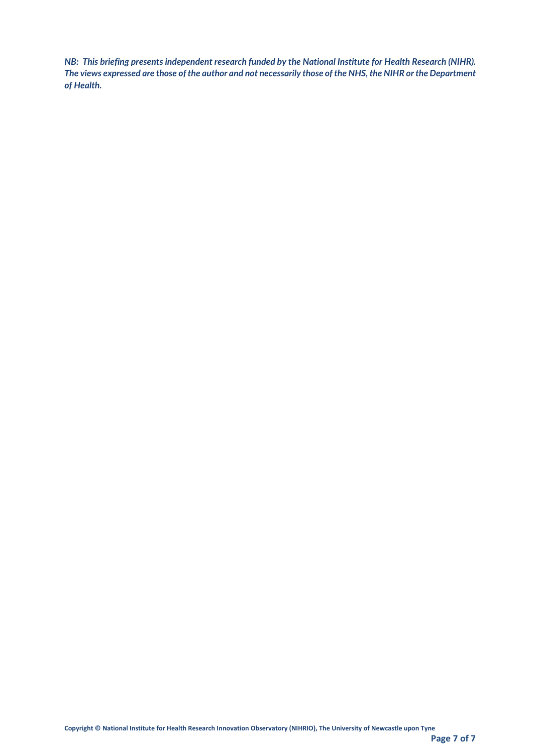***NB: This briefing presents independent research funded by the National Institute for Health Research (NIHR). The views expressed are those of the author and not necessarily those of the NHS, the NIHR or the Department of Health.***